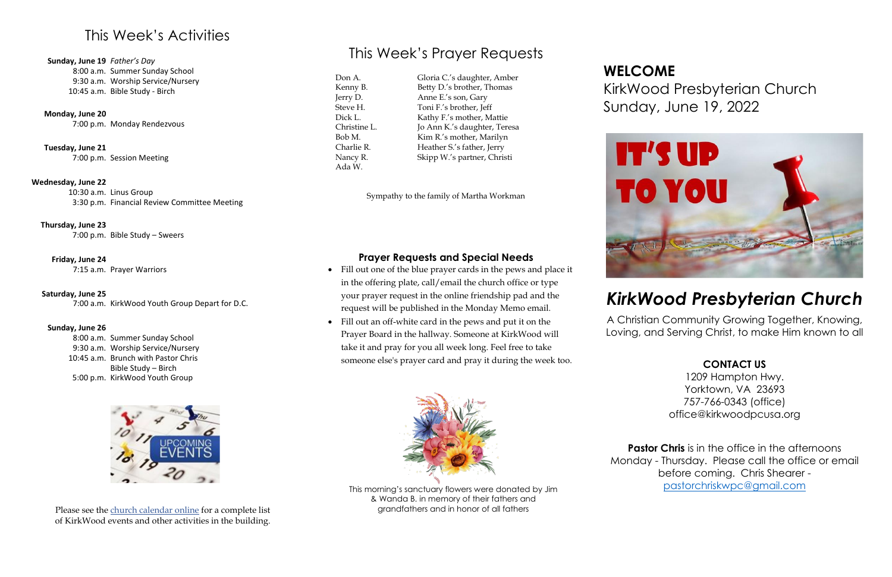## This Week's Activities

**Sunday, June 19** *Father's Day*
8:00 a.m. Summer Sunday School
9:30 a.m. Worship Service/Nursery
10:45 a.m. Bible Study - Birch

**Monday, June 20**
7:00 p.m. Monday Rendezvous

**Tuesday, June 21**
7:00 p.m. Session Meeting

**Wednesday, June 22**
10:30 a.m. Linus Group
3:30 p.m. Financial Review Committee Meeting

**Thursday, June 23**
7:00 p.m. Bible Study – Sweers

**Friday, June 24**
7:15 a.m. Prayer Warriors

**Saturday, June 25**
7:00 a.m. KirkWood Youth Group Depart for D.C.

**Sunday, June 26**
8:00 a.m. Summer Sunday School
9:30 a.m. Worship Service/Nursery
10:45 a.m. Brunch with Pastor Chris
Bible Study – Birch
5:00 p.m. KirkWood Youth Group

Please see the [church calendar online]() for a complete list of KirkWood events and other activities in the building.

## This Week's Prayer Requests

| | |
|---|---|
| Don A. | Gloria C.'s daughter, Amber |
| Kenny B. | Betty D.'s brother, Thomas |
| Jerry D. | Anne E.'s son, Gary |
| Steve H. | Toni F.'s brother, Jeff |
| Dick L. | Kathy F.'s mother, Mattie |
| Christine L. | Jo Ann K.'s daughter, Teresa |
| Bob M. | Kim R.'s mother, Marilyn |
| Charlie R. | Heather S.'s father, Jerry |
| Nancy R. | Skipp W.'s partner, Christi |
| Ada W. | |

Sympathy to the family of Martha Workman

### Prayer Requests and Special Needs

- Fill out one of the blue prayer cards in the pews and place it in the offering plate, call/email the church office or type your prayer request in the online friendship pad and the request will be published in the Monday Memo email.
- Fill out an off-white card in the pews and put it on the Prayer Board in the hallway. Someone at KirkWood will take it and pray for you all week long. Feel free to take someone else's prayer card and pray it during the week too.

This morning's sanctuary flowers were donated by Jim & Wanda B. in memory of their fathers and grandfathers and in honor of all fathers

# WELCOME
KirkWood Presbyterian Church
Sunday, June 19, 2022

IT'S UP TO YOU

# *KirkWood Presbyterian Church*

A Christian Community Growing Together, Knowing, Loving, and Serving Christ, to make Him known to all

**CONTACT US**
1209 Hampton Hwy.
Yorktown, VA 23693
757-766-0343 (office)
office@kirkwoodpcusa.org

**Pastor Chris** is in the office in the afternoons Monday - Thursday. Please call the office or email before coming. Chris Shearer - [pastorchriskwpc@gmail.com](mailto:pastorchriskwpc@gmail.com)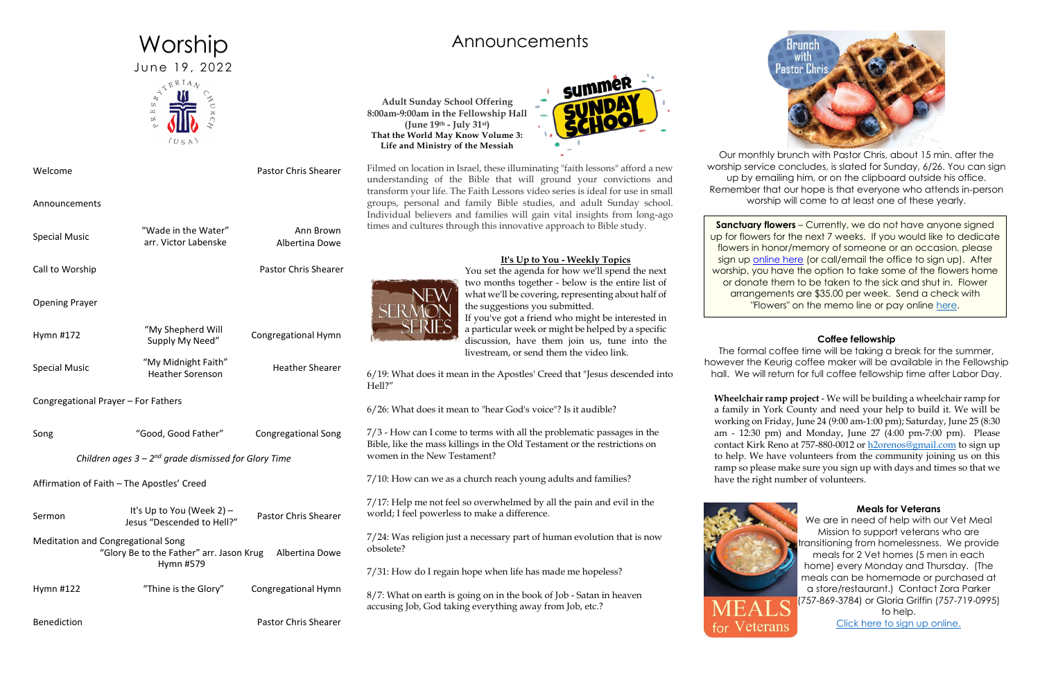# Worship

June 19, 2022

| | | |
|---|---|---|
| Welcome | | Pastor Chris Shearer |
| Announcements | | |
| Special Music | "Wade in the Water" arr. Victor Labenske | Ann Brown Albertina Dowe |
| Call to Worship | | Pastor Chris Shearer |
| Opening Prayer | | |
| Hymn #172 | "My Shepherd Will Supply My Need" | Congregational Hymn |
| Special Music | "My Midnight Faith" Heather Sorenson | Heather Shearer |
| Congregational Prayer – For Fathers | | |
| Song | "Good, Good Father" | Congregational Song |

*Children ages 3 – 2nd grade dismissed for Glory Time*

| | | |
|---|---|---|
| Affirmation of Faith – The Apostles' Creed | | |
| Sermon | It's Up to You (Week 2) – Jesus "Descended to Hell?" | Pastor Chris Shearer |
| Meditation and Congregational Song | "Glory Be to the Father" arr. Jason Krug Hymn #579 | Albertina Dowe |
| Hymn #122 | "Thine is the Glory" | Congregational Hymn |
| Benediction | | Pastor Chris Shearer |

# Announcements

**Adult Sunday School Offering**
**8:00am-9:00am in the Fellowship Hall**
**(June 19th - July 31st)**
**That the World May Know Volume 3: Life and Ministry of the Messiah**

Filmed on location in Israel, these illuminating "faith lessons" afford a new understanding of the Bible that will ground your convictions and transform your life. The Faith Lessons video series is ideal for use in small groups, personal and family Bible studies, and adult Sunday school. Individual believers and families will gain vital insights from long-ago times and cultures through this innovative approach to Bible study.

**It's Up to You - Weekly Topics**

You set the agenda for how we'll spend the next two months together - below is the entire list of what we'll be covering, representing about half of the suggestions you submitted.
If you've got a friend who might be interested in a particular week or might be helped by a specific discussion, have them join us, tune into the livestream, or send them the video link.

6/19: What does it mean in the Apostles' Creed that "Jesus descended into Hell?"

6/26: What does it mean to "hear God's voice"? Is it audible?

7/3 - How can I come to terms with all the problematic passages in the Bible, like the mass killings in the Old Testament or the restrictions on women in the New Testament?

7/10: How can we as a church reach young adults and families?

7/17: Help me not feel so overwhelmed by all the pain and evil in the world; I feel powerless to make a difference.

7/24: Was religion just a necessary part of human evolution that is now obsolete?

7/31: How do I regain hope when life has made me hopeless?

8/7: What on earth is going on in the book of Job - Satan in heaven accusing Job, God taking everything away from Job, etc.?

**Brunch with Pastor Chris**

Our monthly brunch with Pastor Chris, about 15 min. after the worship service concludes, is slated for Sunday, 6/26. You can sign up by emailing him, or on the clipboard outside his office. Remember that our hope is that everyone who attends in-person worship will come to at least one of these yearly.

**Sanctuary flowers** – Currently, we do not have anyone signed up for flowers for the next 7 weeks. If you would like to dedicate flowers in honor/memory of someone or an occasion, please sign up online here (or call/email the office to sign up). After worship, you have the option to take some of the flowers home or donate them to be taken to the sick and shut in. Flower arrangements are $35.00 per week. Send a check with "Flowers" on the memo line or pay online here.

**Coffee fellowship**

The formal coffee time will be taking a break for the summer, however the Keurig coffee maker will be available in the Fellowship hall. We will return for full coffee fellowship time after Labor Day.

**Wheelchair ramp project** - We will be building a wheelchair ramp for a family in York County and need your help to build it. We will be working on Friday, June 24 (9:00 am-1:00 pm); Saturday, June 25 (8:30 am - 12:30 pm) and Monday, June 27 (4:00 pm-7:00 pm). Please contact Kirk Reno at 757-880-0012 or h2orenos@gmail.com to sign up to help. We have volunteers from the community joining us on this ramp so please make sure you sign up with days and times so that we have the right number of volunteers.

**Meals for Veterans**

We are in need of help with our Vet Meal Mission to support veterans who are transitioning from homelessness. We provide meals for 2 Vet homes (5 men in each home) every Monday and Thursday. (The meals can be homemade or purchased at a store/restaurant.) Contact Zora Parker (757-869-3784) or Gloria Griffin (757-719-0995) to help.
Click here to sign up online.